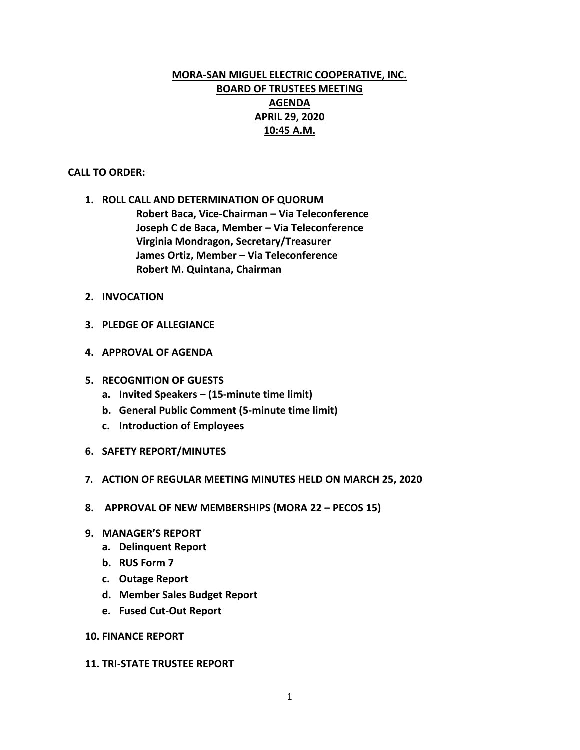# MORA-SAN MIGUEL ELECTRIC COOPERATIVE, INC.
## BOARD OF TRUSTEES MEETING
## AGENDA
## APRIL 29, 2020
## 10:45 A.M.

**CALL TO ORDER:**

1. **ROLL CALL AND DETERMINATION OF QUORUM**
   - **Robert Baca, Vice-Chairman – Via Teleconference**
   - **Joseph C de Baca, Member – Via Teleconference**
   - **Virginia Mondragon, Secretary/Treasurer**
   - **James Ortiz, Member – Via Teleconference**
   - **Robert M. Quintana, Chairman**

2. **INVOCATION**

3. **PLEDGE OF ALLEGIANCE**

4. **APPROVAL OF AGENDA**

5. **RECOGNITION OF GUESTS**
   a. **Invited Speakers – (15-minute time limit)**
   b. **General Public Comment (5-minute time limit)**
   c. **Introduction of Employees**

6. **SAFETY REPORT/MINUTES**

7. **ACTION OF REGULAR MEETING MINUTES HELD ON MARCH 25, 2020**

8. **APPROVAL OF NEW MEMBERSHIPS (MORA 22 – PECOS 15)**

9. **MANAGER'S REPORT**
   a. **Delinquent Report**
   b. **RUS Form 7**
   c. **Outage Report**
   d. **Member Sales Budget Report**
   e. **Fused Cut-Out Report**

10. **FINANCE REPORT**

11. **TRI-STATE TRUSTEE REPORT**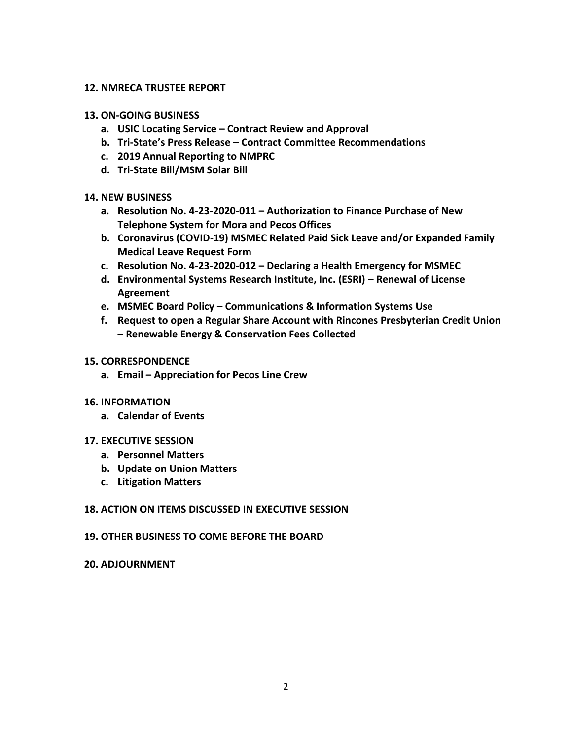**12. NMRECA TRUSTEE REPORT**

**13. ON-GOING BUSINESS**

- **a. USIC Locating Service – Contract Review and Approval**
- **b. Tri-State's Press Release – Contract Committee Recommendations**
- **c. 2019 Annual Reporting to NMPRC**
- **d. Tri-State Bill/MSM Solar Bill**

**14. NEW BUSINESS**

- **a. Resolution No. 4-23-2020-011 – Authorization to Finance Purchase of New Telephone System for Mora and Pecos Offices**
- **b. Coronavirus (COVID-19) MSMEC Related Paid Sick Leave and/or Expanded Family Medical Leave Request Form**
- **c. Resolution No. 4-23-2020-012 – Declaring a Health Emergency for MSMEC**
- **d. Environmental Systems Research Institute, Inc. (ESRI) – Renewal of License Agreement**
- **e. MSMEC Board Policy – Communications & Information Systems Use**
- **f. Request to open a Regular Share Account with Rincones Presbyterian Credit Union – Renewable Energy & Conservation Fees Collected**

**15. CORRESPONDENCE**

- **a. Email – Appreciation for Pecos Line Crew**

**16. INFORMATION**

- **a. Calendar of Events**

**17. EXECUTIVE SESSION**

- **a. Personnel Matters**
- **b. Update on Union Matters**
- **c. Litigation Matters**

**18. ACTION ON ITEMS DISCUSSED IN EXECUTIVE SESSION**

**19. OTHER BUSINESS TO COME BEFORE THE BOARD**

**20. ADJOURNMENT**